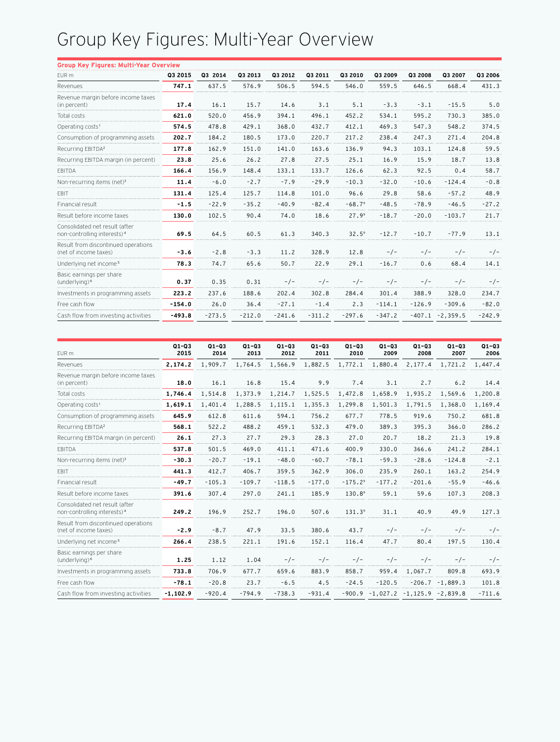# Group Key Figures: Multi-Year Overview

**Group Key Figures: Multi-Year Overview**

| EUR m | Q3 2015 | Q3 2014 | Q3 2013 | Q3 2012 | Q3 2011 | Q3 2010 | Q3 2009 | Q3 2008 | Q3 2007 | Q3 2006 |
|---|---|---|---|---|---|---|---|---|---|---|
| Revenues | **747.1** | 637.5 | 576.9 | 506.5 | 594.5 | 546.0 | 559.5 | 646.5 | 668.4 | 431.3 |
| Revenue margin before income taxes (in percent) | **17.4** | 16.1 | 15.7 | 14.6 | 3.1 | 5.1 | -3.3 | -3.1 | -15.5 | 5.0 |
| Total costs | **621.0** | 520.0 | 456.9 | 394.1 | 496.1 | 452.2 | 534.1 | 595.2 | 730.3 | 385.0 |
| Operating costs[1] | **574.5** | 478.8 | 429.1 | 368.0 | 432.7 | 412.1 | 469.3 | 547.3 | 548.2 | 374.5 |
| Consumption of programming assets | **202.7** | 184.2 | 180.5 | 173.0 | 220.7 | 217.2 | 238.4 | 247.3 | 271.4 | 204.8 |
| Recurring EBITDA[2] | **177.8** | 162.9 | 151.0 | 141.0 | 163.6 | 136.9 | 94.3 | 103.1 | 124.8 | 59.5 |
| Recurring EBITDA margin (in percent) | **23.8** | 25.6 | 26.2 | 27.8 | 27.5 | 25.1 | 16.9 | 15.9 | 18.7 | 13.8 |
| EBITDA | **166.4** | 156.9 | 148.4 | 133.1 | 133.7 | 126.6 | 62.3 | 92.5 | 0.4 | 58.7 |
| Non-recurring items (net)[3] | **11.4** | -6.0 | -2.7 | -7.9 | -29.9 | -10.3 | -32.0 | -10.6 | -124.4 | -0.8 |
| EBIT | **131.4** | 125.4 | 125.7 | 114.8 | 101.0 | 96.6 | 29.8 | 58.6 | -57.2 | 48.9 |
| Financial result | **-1.5** | -22.9 | -35.2 | -40.9 | -82.4 | -68.7[9] | -48.5 | -78.9 | -46.5 | -27.2 |
| Result before income taxes | **130.0** | 102.5 | 90.4 | 74.0 | 18.6 | 27.9[9] | -18.7 | -20.0 | -103.7 | 21.7 |
| Consolidated net result (after non-controlling interests)[4] | **69.5** | 64.5 | 60.5 | 61.3 | 340.3 | 32.5[9] | -12.7 | -10.7 | -77.9 | 13.1 |
| Result from discontinued operations (net of income taxes) | **-3.6** | -2.8 | -3.3 | 11.2 | 328.9 | 12.8 | -/- | -/- | -/- | -/- |
| Underlying net income[5] | **78.3** | 74.7 | 65.6 | 50.7 | 22.9 | 29.1 | -16.7 | 0.6 | 68.4 | 14.1 |
| Basic earnings per share (underlying)[6] | **0.37** | 0.35 | 0.31 | -/- | -/- | -/- | -/- | -/- | -/- | -/- |
| Investments in programming assets | **223.2** | 237.6 | 188.6 | 202.4 | 302.8 | 284.4 | 301.4 | 388.9 | 328.0 | 234.7 |
| Free cash flow | **-154.0** | 26.0 | 36.4 | -27.1 | -1.4 | 2.3 | -114.1 | -126.9 | -309.6 | -82.0 |
| Cash flow from investing activities | **-493.8** | -273.5 | -212.0 | -241.6 | -311.2 | -297.6 | -347.2 | -407.1 | -2,359.5 | -242.9 |

| EUR m | Q1–Q3 2015 | Q1–Q3 2014 | Q1–Q3 2013 | Q1–Q3 2012 | Q1–Q3 2011 | Q1–Q3 2010 | Q1–Q3 2009 | Q1–Q3 2008 | Q1–Q3 2007 | Q1–Q3 2006 |
|---|---|---|---|---|---|---|---|---|---|---|
| Revenues | **2,174.2** | 1,909.7 | 1,764.5 | 1,566.9 | 1,882.5 | 1,772.1 | 1,880.4 | 2,177.4 | 1,721.2 | 1,447.4 |
| Revenue margin before income taxes (in percent) | **18.0** | 16.1 | 16.8 | 15.4 | 9.9 | 7.4 | 3.1 | 2.7 | 6.2 | 14.4 |
| Total costs | **1,746.4** | 1,514.8 | 1,373.9 | 1,214.7 | 1,525.5 | 1,472.8 | 1,658.9 | 1,935.2 | 1,569.6 | 1,200.8 |
| Operating costs[1] | **1,619.1** | 1,401.4 | 1,288.5 | 1,115.1 | 1,355.3 | 1,299.8 | 1,501.3 | 1,791.5 | 1,368.0 | 1,169.4 |
| Consumption of programming assets | **645.9** | 612.8 | 611.6 | 594.1 | 756.2 | 677.7 | 778.5 | 919.6 | 750.2 | 681.8 |
| Recurring EBITDA[2] | **568.1** | 522.2 | 488.2 | 459.1 | 532.3 | 479.0 | 389.3 | 395.3 | 366.0 | 286.2 |
| Recurring EBITDA margin (in percent) | **26.1** | 27.3 | 27.7 | 29.3 | 28.3 | 27.0 | 20.7 | 18.2 | 21.3 | 19.8 |
| EBITDA | **537.8** | 501.5 | 469.0 | 411.1 | 471.6 | 400.9 | 330.0 | 366.6 | 241.2 | 284.1 |
| Non-recurring items (net)[3] | **-30.3** | -20.7 | -19.1 | -48.0 | -60.7 | -78.1 | -59.3 | -28.6 | -124.8 | -2.1 |
| EBIT | **441.3** | 412.7 | 406.7 | 359.5 | 362.9 | 306.0 | 235.9 | 260.1 | 163.2 | 254.9 |
| Financial result | **-49.7** | -105.3 | -109.7 | -118.5 | -177.0 | -175.2[9] | -177.2 | -201.6 | -55.9 | -46.6 |
| Result before income taxes | **391.6** | 307.4 | 297.0 | 241.1 | 185.9 | 130.8[9] | 59.1 | 59.6 | 107.3 | 208.3 |
| Consolidated net result (after non-controlling interests)[4] | **249.2** | 196.9 | 252.7 | 196.0 | 507.6 | 131.3[9] | 31.1 | 40.9 | 49.9 | 127.3 |
| Result from discontinued operations (net of income taxes) | **-2.9** | -8.7 | 47.9 | 33.5 | 380.6 | 43.7 | -/- | -/- | -/- | -/- |
| Underlying net income[5] | **266.4** | 238.5 | 221.1 | 191.6 | 152.1 | 116.4 | 47.7 | 80.4 | 197.5 | 130.4 |
| Basic earnings per share (underlying)[6] | **1.25** | 1.12 | 1.04 | -/- | -/- | -/- | -/- | -/- | -/- | -/- |
| Investments in programming assets | **733.8** | 706.9 | 677.7 | 659.6 | 883.9 | 858.7 | 959.4 | 1,067.7 | 809.8 | 693.9 |
| Free cash flow | **-78.1** | -20.8 | 23.7 | -6.5 | 4.5 | -24.5 | -120.5 | -206.7 | -1,889.3 | 101.8 |
| Cash flow from investing activities | **-1,102.9** | -920.4 | -794.9 | -738.3 | -931.4 | -900.9 | -1,027.2 | -1,125.9 | -2,839.8 | -711.6 |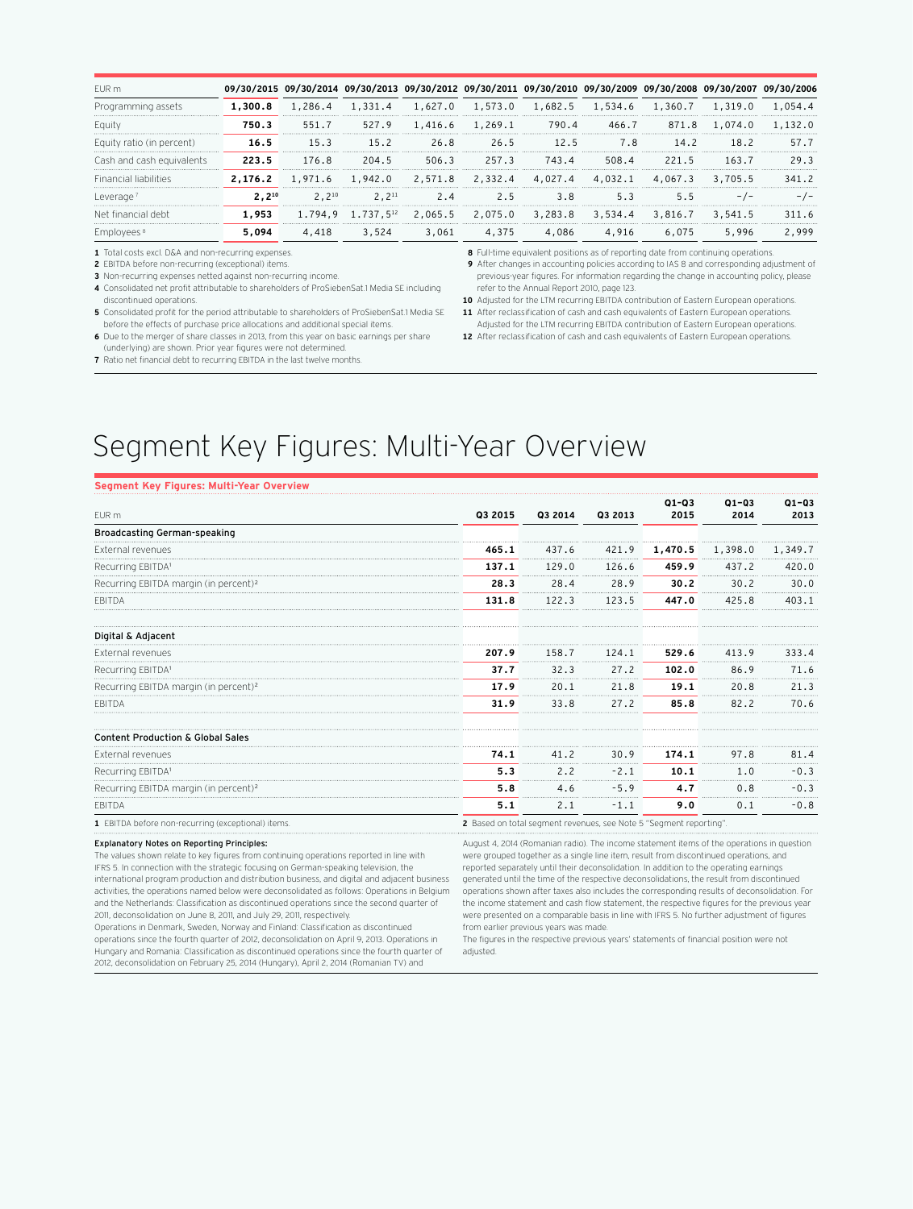| EUR m | 09/30/2015 | 09/30/2014 | 09/30/2013 | 09/30/2012 | 09/30/2011 | 09/30/2010 | 09/30/2009 | 09/30/2008 | 09/30/2007 | 09/30/2006 |
|---|---|---|---|---|---|---|---|---|---|---|
| Programming assets | **1,300.8** | 1,286.4 | 1,331.4 | 1,627.0 | 1,573.0 | 1,682.5 | 1,534.6 | 1,360.7 | 1,319.0 | 1,054.4 |
| Equity | **750.3** | 551.7 | 527.9 | 1,416.6 | 1,269.1 | 790.4 | 466.7 | 871.8 | 1,074.0 | 1,132.0 |
| Equity ratio (in percent) | **16.5** | 15.3 | 15.2 | 26.8 | 26.5 | 12.5 | 7.8 | 14.2 | 18.2 | 57.7 |
| Cash and cash equivalents | **223.5** | 176.8 | 204.5 | 506.3 | 257.3 | 743.4 | 508.4 | 221.5 | 163.7 | 29.3 |
| Financial liabilities | **2,176.2** | 1,971.6 | 1,942.0 | 2,571.8 | 2,332.4 | 4,027.4 | 4,032.1 | 4,067.3 | 3,705.5 | 341.2 |
| Leverage [7] | **2,2**[10] | 2,2[10] | 2,2[11] | 2.4 | 2.5 | 3.8 | 5.3 | 5.5 | -/- | -/- |
| Net financial debt | **1,953** | 1.794,9 | 1.737,5[12] | 2,065.5 | 2,075.0 | 3,283.8 | 3,534.4 | 3,816.7 | 3,541.5 | 311.6 |
| Employees [8] | **5,094** | 4,418 | 3,524 | 3,061 | 4,375 | 4,086 | 4,916 | 6,075 | 5,996 | 2,999 |

**1** Total costs excl. D&A and non-recurring expenses.
**2** EBITDA before non-recurring (exceptional) items.
**3** Non-recurring expenses netted against non-recurring income.
**4** Consolidated net profit attributable to shareholders of ProSiebenSat.1 Media SE including discontinued operations.
**5** Consolidated profit for the period attributable to shareholders of ProSiebenSat.1 Media SE before the effects of purchase price allocations and additional special items.
**6** Due to the merger of share classes in 2013, from this year on basic earnings per share (underlying) are shown. Prior year figures were not determined.
**7** Ratio net financial debt to recurring EBITDA in the last twelve months.
**8** Full-time equivalent positions as of reporting date from continuing operations.
**9** After changes in accounting policies according to IAS 8 and corresponding adjustment of previous-year figures. For information regarding the change in accounting policy, please refer to the Annual Report 2010, page 123.
**10** Adjusted for the LTM recurring EBITDA contribution of Eastern European operations.
**11** After reclassification of cash and cash equivalents of Eastern European operations. Adjusted for the LTM recurring EBITDA contribution of Eastern European operations.
**12** After reclassification of cash and cash equivalents of Eastern European operations.

# Segment Key Figures: Multi-Year Overview

**Segment Key Figures: Multi-Year Overview**

| EUR m | Q3 2015 | Q3 2014 | Q3 2013 | Q1–Q3 2015 | Q1–Q3 2014 | Q1–Q3 2013 |
|---|---|---|---|---|---|---|
| **Broadcasting German-speaking** | | | | | | |
| External revenues | **465.1** | 437.6 | 421.9 | **1,470.5** | 1,398.0 | 1,349.7 |
| Recurring EBITDA[1] | **137.1** | 129.0 | 126.6 | **459.9** | 437.2 | 420.0 |
| Recurring EBITDA margin (in percent)[2] | **28.3** | 28.4 | 28.9 | **30.2** | 30.2 | 30.0 |
| EBITDA | **131.8** | 122.3 | 123.5 | **447.0** | 425.8 | 403.1 |
| **Digital & Adjacent** | | | | | | |
| External revenues | **207.9** | 158.7 | 124.1 | **529.6** | 413.9 | 333.4 |
| Recurring EBITDA[1] | **37.7** | 32.3 | 27.2 | **102.0** | 86.9 | 71.6 |
| Recurring EBITDA margin (in percent)[2] | **17.9** | 20.1 | 21.8 | **19.1** | 20.8 | 21.3 |
| EBITDA | **31.9** | 33.8 | 27.2 | **85.8** | 82.2 | 70.6 |
| **Content Production & Global Sales** | | | | | | |
| External revenues | **74.1** | 41.2 | 30.9 | **174.1** | 97.8 | 81.4 |
| Recurring EBITDA[1] | **5.3** | 2.2 | -2.1 | **10.1** | 1.0 | -0.3 |
| Recurring EBITDA margin (in percent)[2] | **5.8** | 4.6 | -5.9 | **4.7** | 0.8 | -0.3 |
| EBITDA | **5.1** | 2.1 | -1.1 | **9.0** | 0.1 | -0.8 |

**1** EBITDA before non-recurring (exceptional) items.
**2** Based on total segment revenues, see Note 5 "Segment reporting".

**Explanatory Notes on Reporting Principles:**

The values shown relate to key figures from continuing operations reported in line with IFRS 5. In connection with the strategic focusing on German-speaking television, the international program production and distribution business, and digital and adjacent business activities, the operations named below were deconsolidated as follows: Operations in Belgium and the Netherlands: Classification as discontinued operations since the second quarter of 2011, deconsolidation on June 8, 2011, and July 29, 2011, respectively.

Operations in Denmark, Sweden, Norway and Finland: Classification as discontinued operations since the fourth quarter of 2012, deconsolidation on April 9, 2013. Operations in Hungary and Romania: Classification as discontinued operations since the fourth quarter of 2012, deconsolidation on February 25, 2014 (Hungary), April 2, 2014 (Romanian TV) and August 4, 2014 (Romanian radio). The income statement items of the operations in question were grouped together as a single line item, result from discontinued operations, and reported separately until their deconsolidation. In addition to the operating earnings generated until the time of the respective deconsolidations, the result from discontinued operations shown after taxes also includes the corresponding results of deconsolidation. For the income statement and cash flow statement, the respective figures for the previous year were presented on a comparable basis in line with IFRS 5. No further adjustment of figures from earlier previous years was made.

The figures in the respective previous years' statements of financial position were not adjusted.